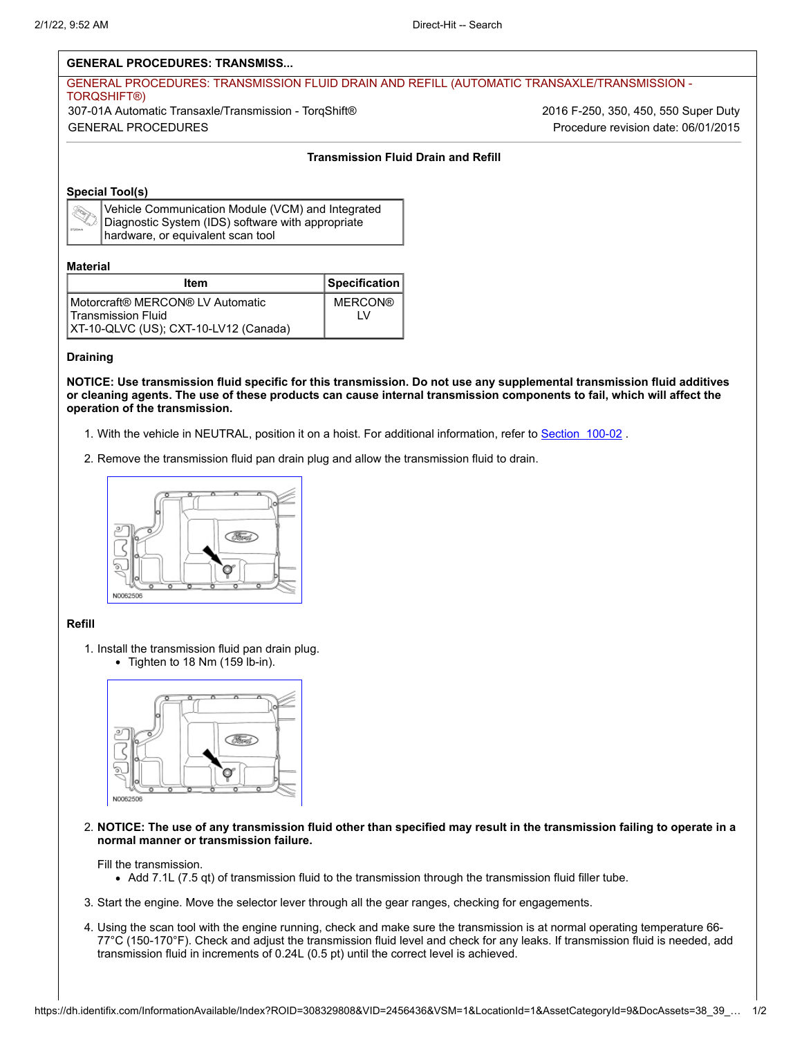## GENERAL PROCEDURES: TRANSMISS...

GENERAL PROCEDURES: TRANSMISSION FLUID DRAIN AND REFILL (AUTOMATIC TRANSAXLE/TRANSMISSION - TORQSHIFT®)

307-01A Automatic Transaxle/Transmission - TorqShift® — 2016 F-250, 350, 450, 550 Super Duty

GENERAL PROCEDURES — Procedure revision date: 06/01/2015

### Transmission Fluid Drain and Refill

**Special Tool(s)**

| | |
|---|---|
| | Vehicle Communication Module (VCM) and Integrated Diagnostic System (IDS) software with appropriate hardware, or equivalent scan tool |

**Material**

| Item | Specification |
|---|---|
| Motorcraft® MERCON® LV Automatic Transmission Fluid XT-10-QLVC (US); CXT-10-LV12 (Canada) | MERCON® LV |

**Draining**

**NOTICE: Use transmission fluid specific for this transmission. Do not use any supplemental transmission fluid additives or cleaning agents. The use of these products can cause internal transmission components to fail, which will affect the operation of the transmission.**

1. With the vehicle in NEUTRAL, position it on a hoist. For additional information, refer to Section 100-02 .
2. Remove the transmission fluid pan drain plug and allow the transmission fluid to drain.

N0062506

**Refill**

1. Install the transmission fluid pan drain plug.
   - Tighten to 18 Nm (159 lb-in).

   N0062506

2. **NOTICE: The use of any transmission fluid other than specified may result in the transmission failing to operate in a normal manner or transmission failure.**

   Fill the transmission.
   - Add 7.1L (7.5 qt) of transmission fluid to the transmission through the transmission fluid filler tube.
3. Start the engine. Move the selector lever through all the gear ranges, checking for engagements.
4. Using the scan tool with the engine running, check and make sure the transmission is at normal operating temperature 66-77°C (150-170°F). Check and adjust the transmission fluid level and check for any leaks. If transmission fluid is needed, add transmission fluid in increments of 0.24L (0.5 pt) until the correct level is achieved.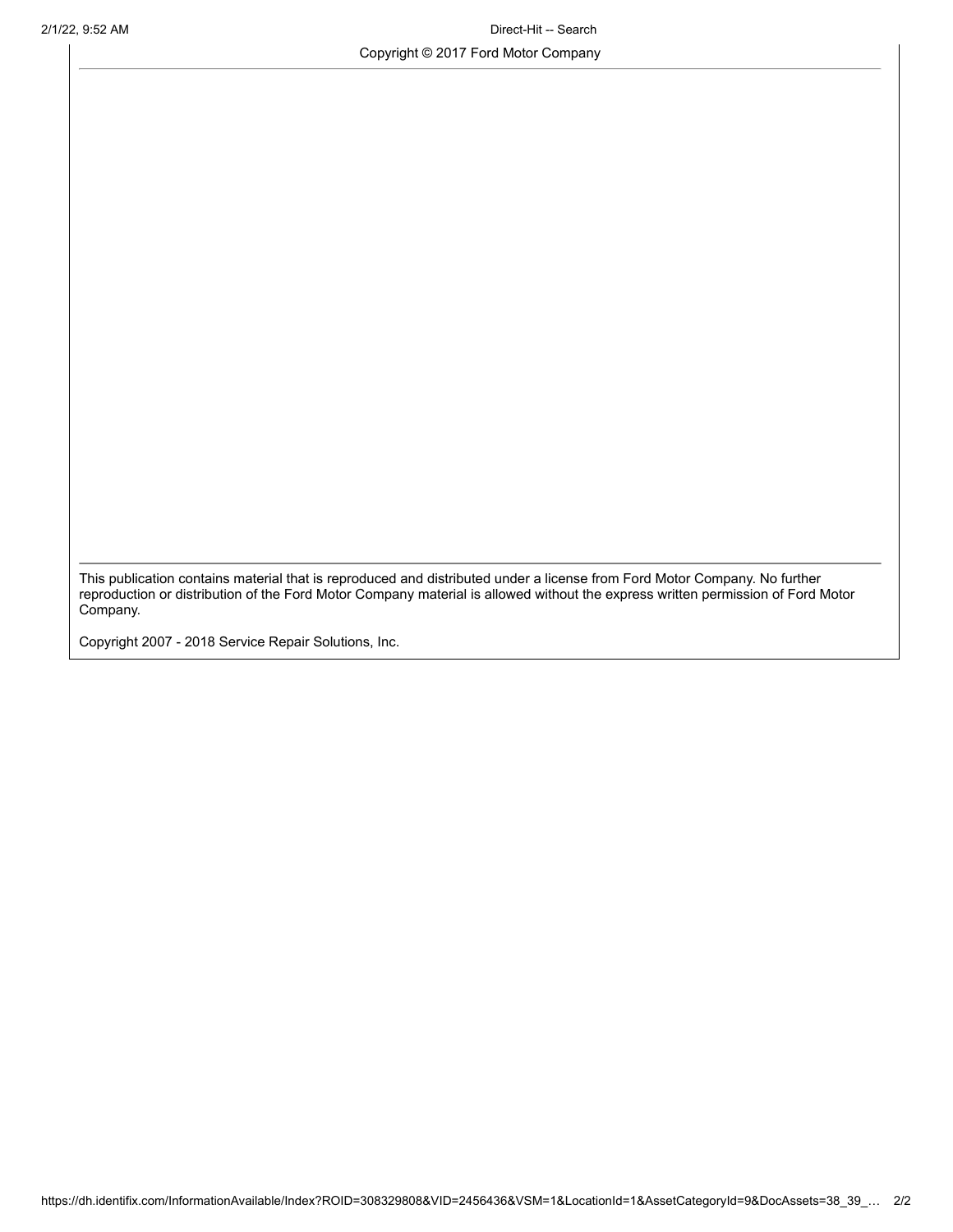Copyright © 2017 Ford Motor Company

This publication contains material that is reproduced and distributed under a license from Ford Motor Company. No further reproduction or distribution of the Ford Motor Company material is allowed without the express written permission of Ford Motor Company.

Copyright 2007 - 2018 Service Repair Solutions, Inc.